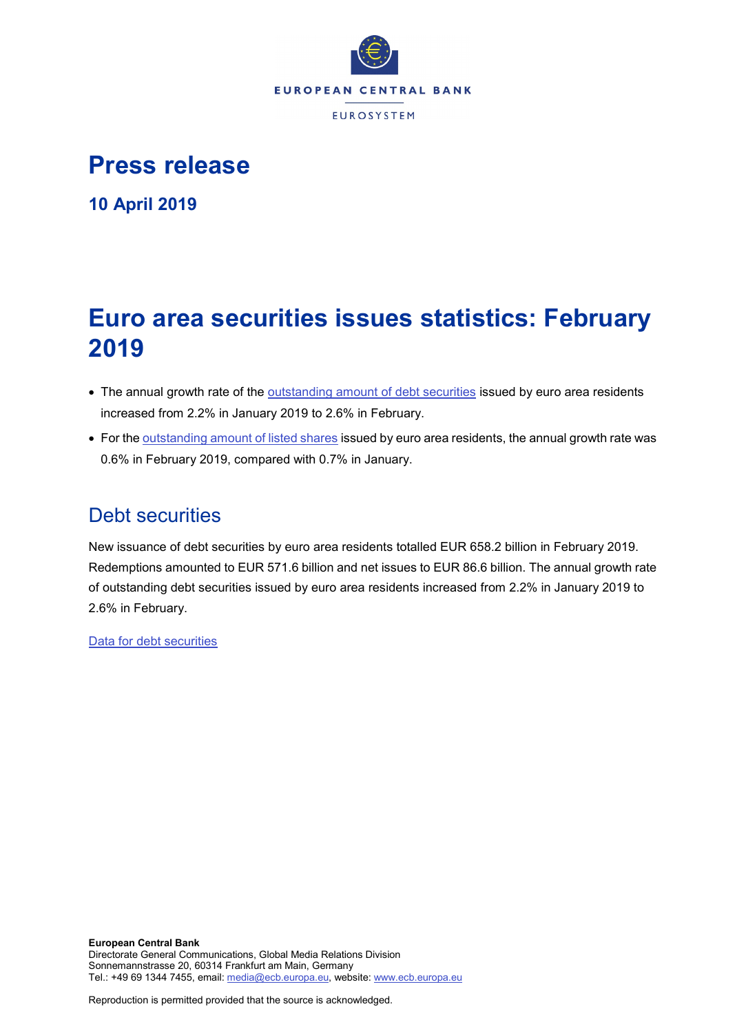EUROPEAN CENTRAL BANK

EUROSYSTEM

# Press release

**10 April 2019**

# Euro area securities issues statistics: February 2019

- The annual growth rate of the outstanding amount of debt securities issued by euro area residents increased from 2.2% in January 2019 to 2.6% in February.
- For the outstanding amount of listed shares issued by euro area residents, the annual growth rate was 0.6% in February 2019, compared with 0.7% in January.

## Debt securities

New issuance of debt securities by euro area residents totalled EUR 658.2 billion in February 2019. Redemptions amounted to EUR 571.6 billion and net issues to EUR 86.6 billion. The annual growth rate of outstanding debt securities issued by euro area residents increased from 2.2% in January 2019 to 2.6% in February.

Data for debt securities

**European Central Bank**
Directorate General Communications, Global Media Relations Division
Sonnemannstrasse 20, 60314 Frankfurt am Main, Germany
Tel.: +49 69 1344 7455, email: media@ecb.europa.eu, website: www.ecb.europa.eu

Reproduction is permitted provided that the source is acknowledged.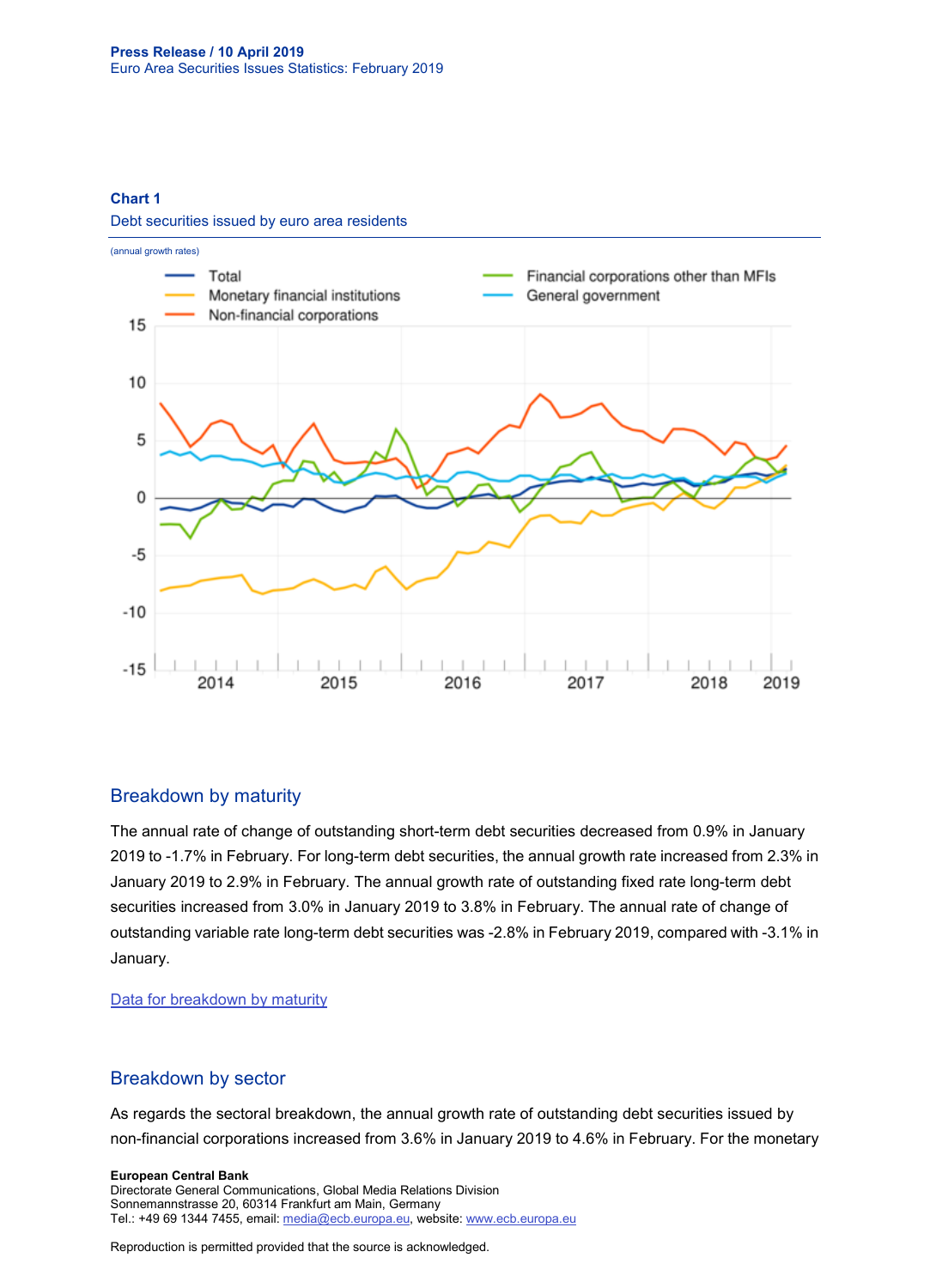**Chart 1**

Debt securities issued by euro area residents

(annual growth rates)

## Breakdown by maturity

The annual rate of change of outstanding short-term debt securities decreased from 0.9% in January 2019 to -1.7% in February. For long-term debt securities, the annual growth rate increased from 2.3% in January 2019 to 2.9% in February. The annual growth rate of outstanding fixed rate long-term debt securities increased from 3.0% in January 2019 to 3.8% in February. The annual rate of change of outstanding variable rate long-term debt securities was -2.8% in February 2019, compared with -3.1% in January.

[Data for breakdown by maturity]

## Breakdown by sector

As regards the sectoral breakdown, the annual growth rate of outstanding debt securities issued by non-financial corporations increased from 3.6% in January 2019 to 4.6% in February. For the monetary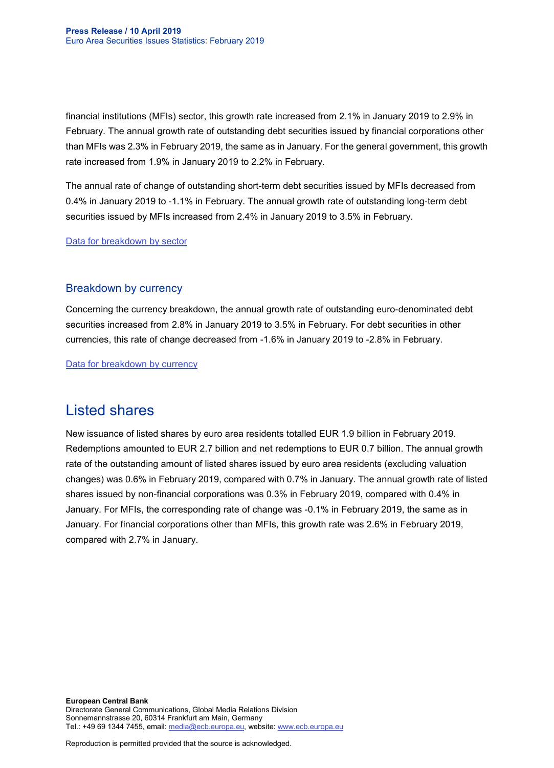financial institutions (MFIs) sector, this growth rate increased from 2.1% in January 2019 to 2.9% in February. The annual growth rate of outstanding debt securities issued by financial corporations other than MFIs was 2.3% in February 2019, the same as in January. For the general government, this growth rate increased from 1.9% in January 2019 to 2.2% in February.

The annual rate of change of outstanding short-term debt securities issued by MFIs decreased from 0.4% in January 2019 to -1.1% in February. The annual growth rate of outstanding long-term debt securities issued by MFIs increased from 2.4% in January 2019 to 3.5% in February.

Data for breakdown by sector

### Breakdown by currency

Concerning the currency breakdown, the annual growth rate of outstanding euro-denominated debt securities increased from 2.8% in January 2019 to 3.5% in February. For debt securities in other currencies, this rate of change decreased from -1.6% in January 2019 to -2.8% in February.

Data for breakdown by currency

## Listed shares

New issuance of listed shares by euro area residents totalled EUR 1.9 billion in February 2019. Redemptions amounted to EUR 2.7 billion and net redemptions to EUR 0.7 billion. The annual growth rate of the outstanding amount of listed shares issued by euro area residents (excluding valuation changes) was 0.6% in February 2019, compared with 0.7% in January. The annual growth rate of listed shares issued by non-financial corporations was 0.3% in February 2019, compared with 0.4% in January. For MFIs, the corresponding rate of change was -0.1% in February 2019, the same as in January. For financial corporations other than MFIs, this growth rate was 2.6% in February 2019, compared with 2.7% in January.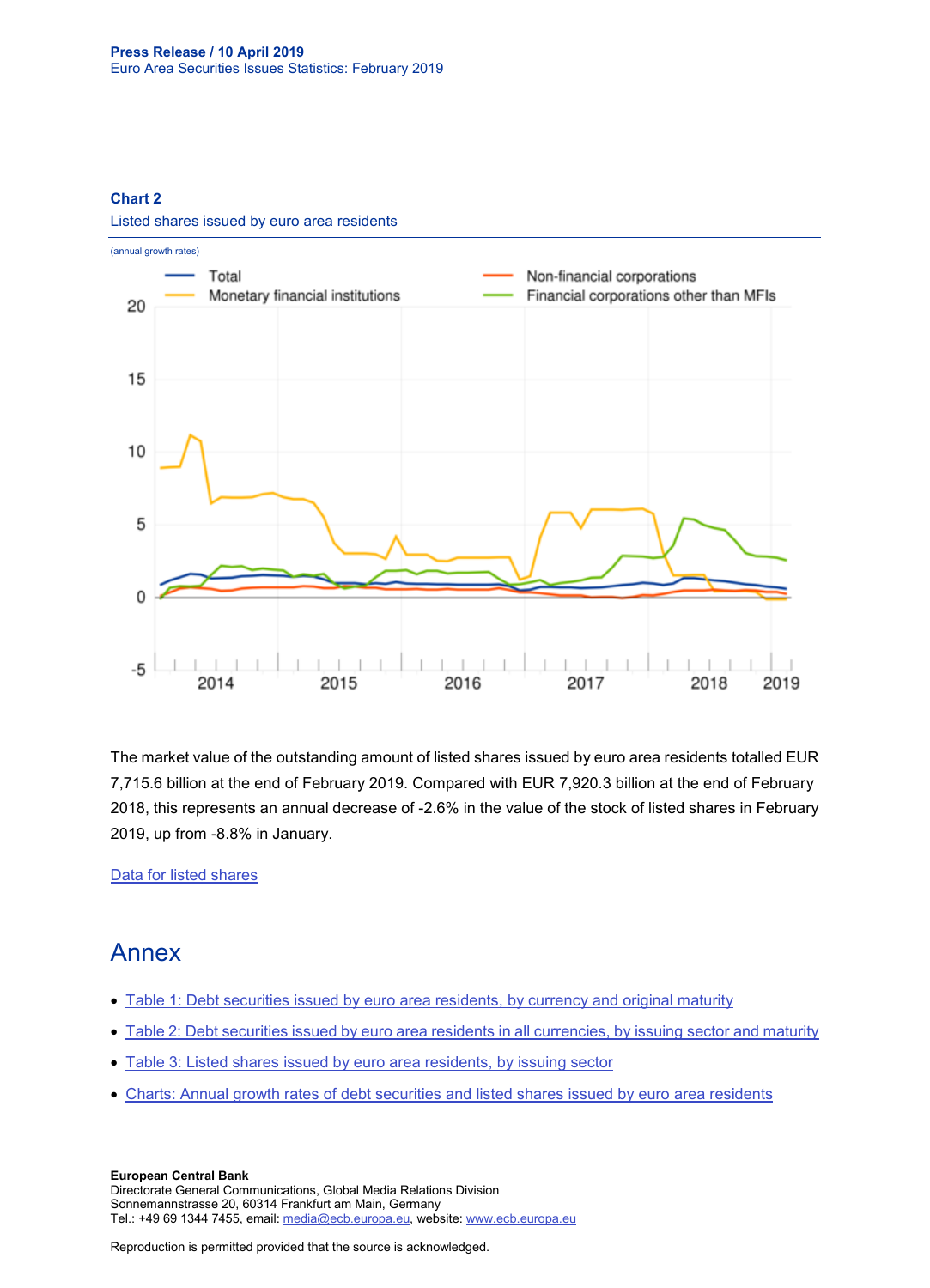**Chart 2**

Listed shares issued by euro area residents

(annual growth rates)

The market value of the outstanding amount of listed shares issued by euro area residents totalled EUR 7,715.6 billion at the end of February 2019. Compared with EUR 7,920.3 billion at the end of February 2018, this represents an annual decrease of -2.6% in the value of the stock of listed shares in February 2019, up from -8.8% in January.

[Data for listed shares]

# Annex

- [Table 1: Debt securities issued by euro area residents, by currency and original maturity]
- [Table 2: Debt securities issued by euro area residents in all currencies, by issuing sector and maturity]
- [Table 3: Listed shares issued by euro area residents, by issuing sector]
- [Charts: Annual growth rates of debt securities and listed shares issued by euro area residents]

**European Central Bank**
Directorate General Communications, Global Media Relations Division
Sonnemannstrasse 20, 60314 Frankfurt am Main, Germany
Tel.: +49 69 1344 7455, email: media@ecb.europa.eu, website: www.ecb.europa.eu

Reproduction is permitted provided that the source is acknowledged.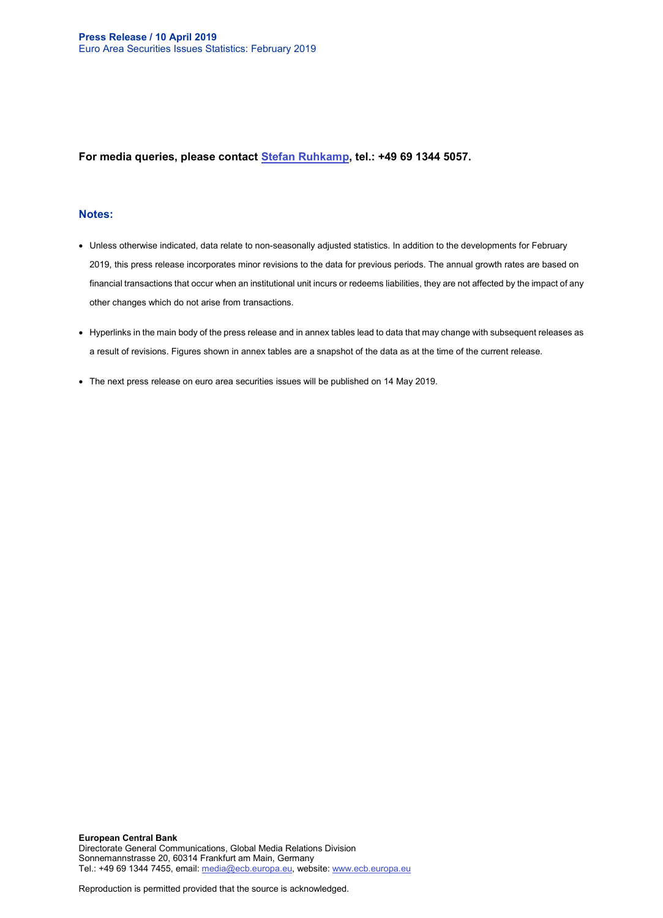**For media queries, please contact Stefan Ruhkamp, tel.: +49 69 1344 5057.**

## Notes:

- Unless otherwise indicated, data relate to non-seasonally adjusted statistics. In addition to the developments for February 2019, this press release incorporates minor revisions to the data for previous periods. The annual growth rates are based on financial transactions that occur when an institutional unit incurs or redeems liabilities, they are not affected by the impact of any other changes which do not arise from transactions.
- Hyperlinks in the main body of the press release and in annex tables lead to data that may change with subsequent releases as a result of revisions. Figures shown in annex tables are a snapshot of the data as at the time of the current release.
- The next press release on euro area securities issues will be published on 14 May 2019.

**European Central Bank**
Directorate General Communications, Global Media Relations Division
Sonnemannstrasse 20, 60314 Frankfurt am Main, Germany
Tel.: +49 69 1344 7455, email: media@ecb.europa.eu, website: www.ecb.europa.eu

Reproduction is permitted provided that the source is acknowledged.